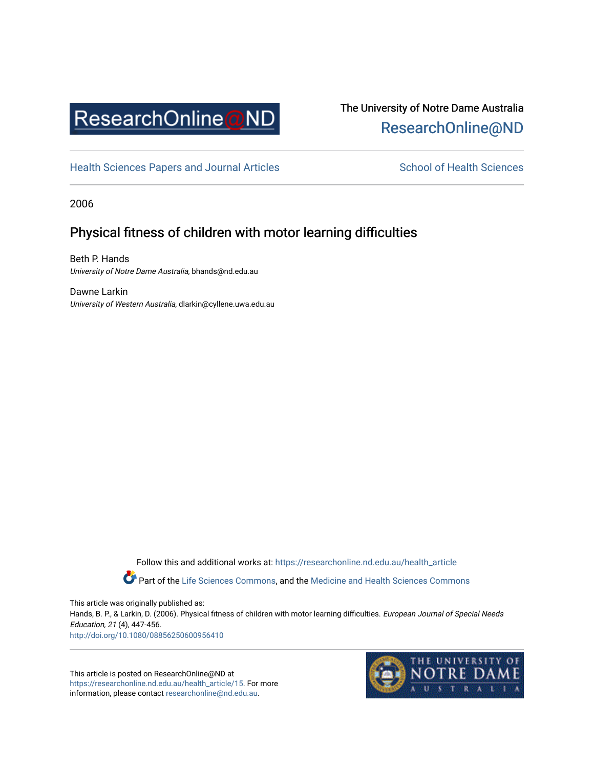The University of Notre Dame Australia
ResearchOnline@ND

Health Sciences Papers and Journal Articles — School of Health Sciences

2006

# Physical fitness of children with motor learning difficulties

Beth P. Hands
*University of Notre Dame Australia*, bhands@nd.edu.au

Dawne Larkin
*University of Western Australia*, dlarkin@cyllene.uwa.edu.au

Follow this and additional works at: https://researchonline.nd.edu.au/health_article

Part of the Life Sciences Commons, and the Medicine and Health Sciences Commons

This article was originally published as:
Hands, B. P., & Larkin, D. (2006). Physical fitness of children with motor learning difficulties. *European Journal of Special Needs Education, 21* (4), 447-456.
http://doi.org/10.1080/08856250600956410

This article is posted on ResearchOnline@ND at https://researchonline.nd.edu.au/health_article/15. For more information, please contact researchonline@nd.edu.au.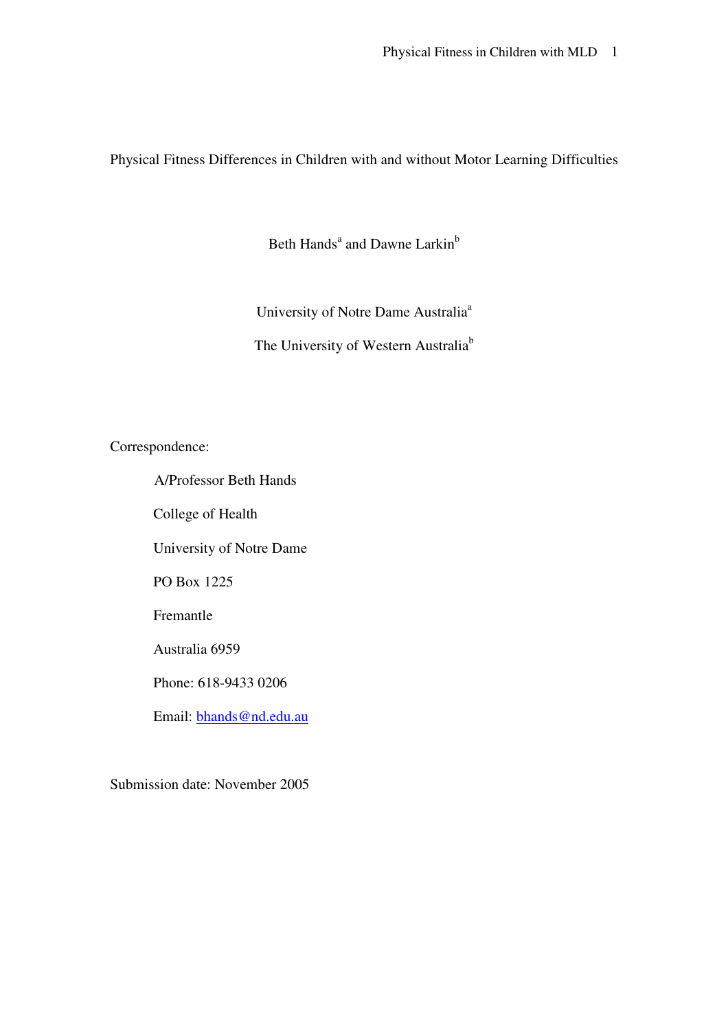# Physical Fitness Differences in Children with and without Motor Learning Difficulties

Beth Hands[a] and Dawne Larkin[b]

University of Notre Dame Australia[a]

The University of Western Australia[b]

Correspondence:

A/Professor Beth Hands

College of Health

University of Notre Dame

PO Box 1225

Fremantle

Australia 6959

Phone: 618-9433 0206

Email: bhands@nd.edu.au

Submission date: November 2005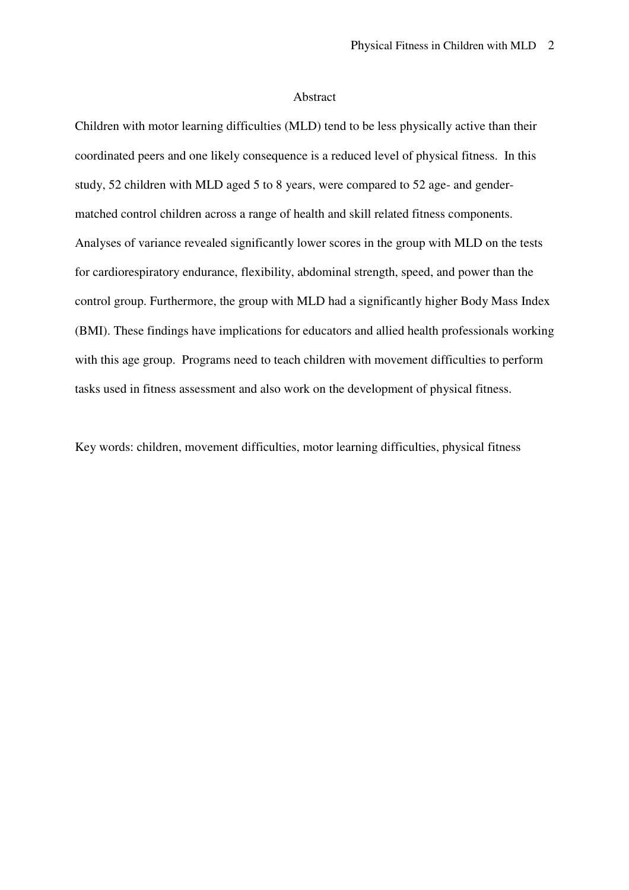## Abstract

Children with motor learning difficulties (MLD) tend to be less physically active than their coordinated peers and one likely consequence is a reduced level of physical fitness. In this study, 52 children with MLD aged 5 to 8 years, were compared to 52 age- and gender-matched control children across a range of health and skill related fitness components. Analyses of variance revealed significantly lower scores in the group with MLD on the tests for cardiorespiratory endurance, flexibility, abdominal strength, speed, and power than the control group. Furthermore, the group with MLD had a significantly higher Body Mass Index (BMI). These findings have implications for educators and allied health professionals working with this age group. Programs need to teach children with movement difficulties to perform tasks used in fitness assessment and also work on the development of physical fitness.

Key words: children, movement difficulties, motor learning difficulties, physical fitness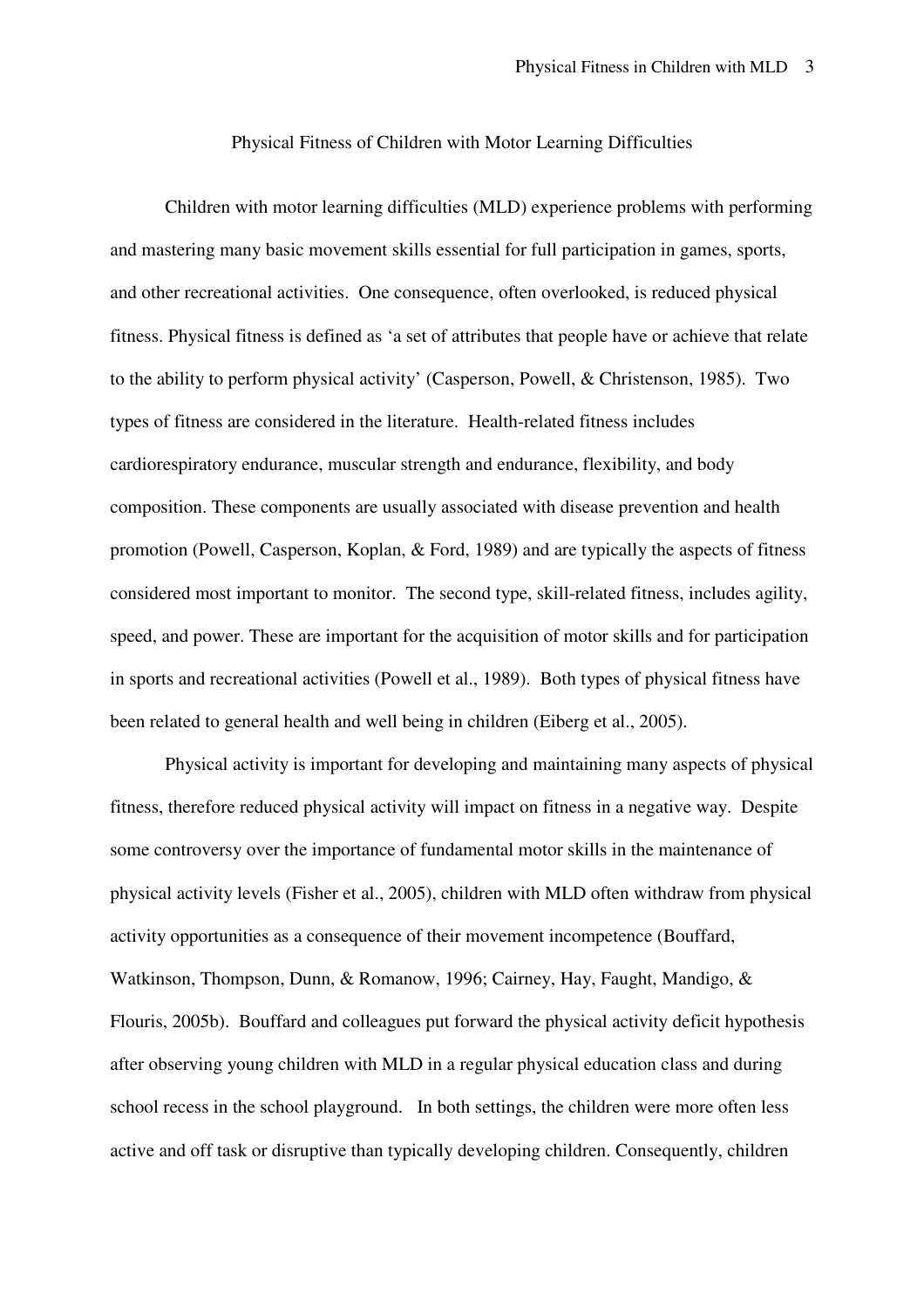# Physical Fitness of Children with Motor Learning Difficulties

Children with motor learning difficulties (MLD) experience problems with performing and mastering many basic movement skills essential for full participation in games, sports, and other recreational activities. One consequence, often overlooked, is reduced physical fitness. Physical fitness is defined as 'a set of attributes that people have or achieve that relate to the ability to perform physical activity' (Casperson, Powell, & Christenson, 1985). Two types of fitness are considered in the literature. Health-related fitness includes cardiorespiratory endurance, muscular strength and endurance, flexibility, and body composition. These components are usually associated with disease prevention and health promotion (Powell, Casperson, Koplan, & Ford, 1989) and are typically the aspects of fitness considered most important to monitor. The second type, skill-related fitness, includes agility, speed, and power. These are important for the acquisition of motor skills and for participation in sports and recreational activities (Powell et al., 1989). Both types of physical fitness have been related to general health and well being in children (Eiberg et al., 2005).

Physical activity is important for developing and maintaining many aspects of physical fitness, therefore reduced physical activity will impact on fitness in a negative way. Despite some controversy over the importance of fundamental motor skills in the maintenance of physical activity levels (Fisher et al., 2005), children with MLD often withdraw from physical activity opportunities as a consequence of their movement incompetence (Bouffard, Watkinson, Thompson, Dunn, & Romanow, 1996; Cairney, Hay, Faught, Mandigo, & Flouris, 2005b). Bouffard and colleagues put forward the physical activity deficit hypothesis after observing young children with MLD in a regular physical education class and during school recess in the school playground. In both settings, the children were more often less active and off task or disruptive than typically developing children. Consequently, children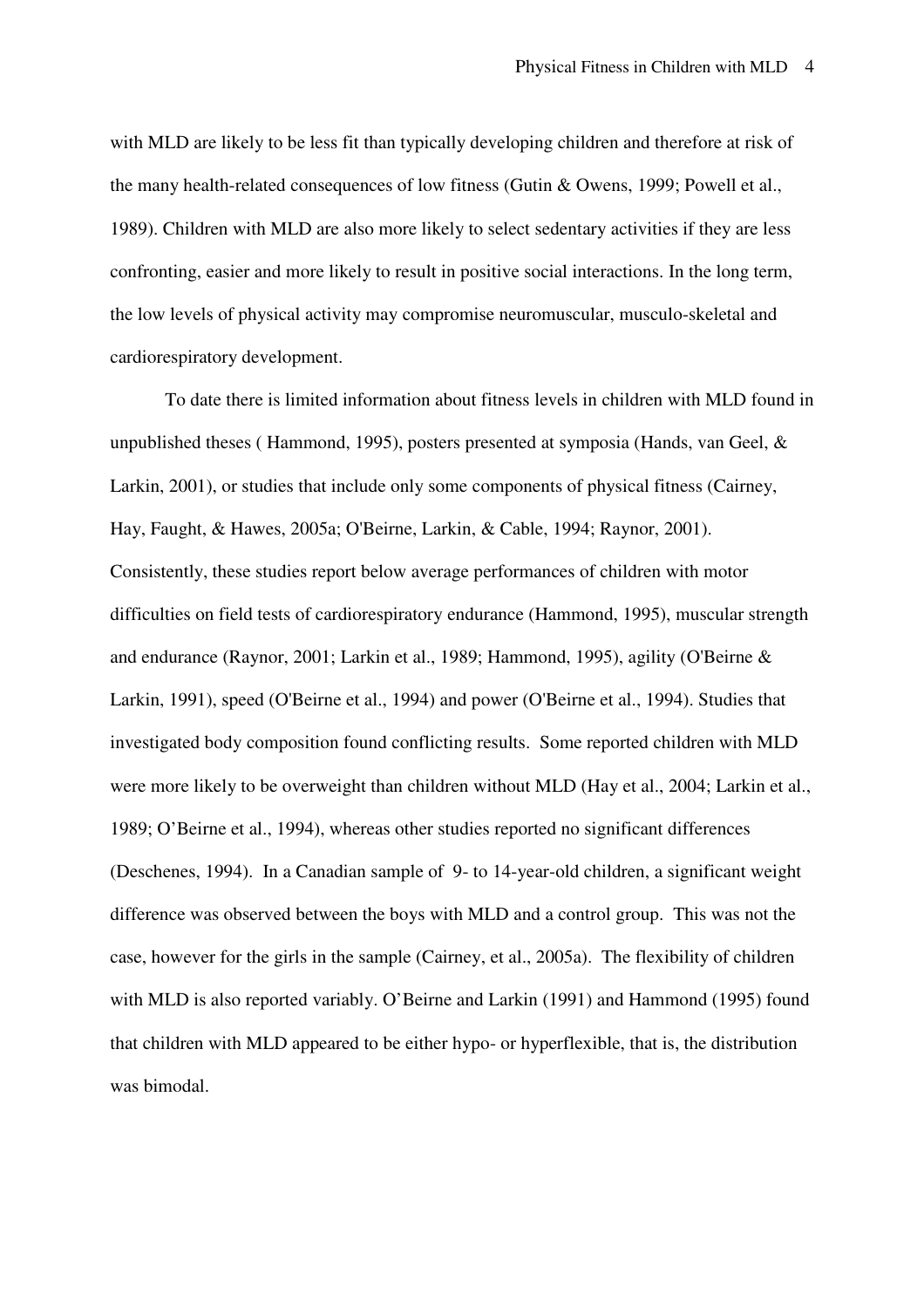with MLD are likely to be less fit than typically developing children and therefore at risk of the many health-related consequences of low fitness (Gutin & Owens, 1999; Powell et al., 1989). Children with MLD are also more likely to select sedentary activities if they are less confronting, easier and more likely to result in positive social interactions. In the long term, the low levels of physical activity may compromise neuromuscular, musculo-skeletal and cardiorespiratory development.

To date there is limited information about fitness levels in children with MLD found in unpublished theses ( Hammond, 1995), posters presented at symposia (Hands, van Geel, & Larkin, 2001), or studies that include only some components of physical fitness (Cairney, Hay, Faught, & Hawes, 2005a; O'Beirne, Larkin, & Cable, 1994; Raynor, 2001). Consistently, these studies report below average performances of children with motor difficulties on field tests of cardiorespiratory endurance (Hammond, 1995), muscular strength and endurance (Raynor, 2001; Larkin et al., 1989; Hammond, 1995), agility (O'Beirne & Larkin, 1991), speed (O'Beirne et al., 1994) and power (O'Beirne et al., 1994). Studies that investigated body composition found conflicting results. Some reported children with MLD were more likely to be overweight than children without MLD (Hay et al., 2004; Larkin et al., 1989; O'Beirne et al., 1994), whereas other studies reported no significant differences (Deschenes, 1994). In a Canadian sample of 9- to 14-year-old children, a significant weight difference was observed between the boys with MLD and a control group. This was not the case, however for the girls in the sample (Cairney, et al., 2005a). The flexibility of children with MLD is also reported variably. O'Beirne and Larkin (1991) and Hammond (1995) found that children with MLD appeared to be either hypo- or hyperflexible, that is, the distribution was bimodal.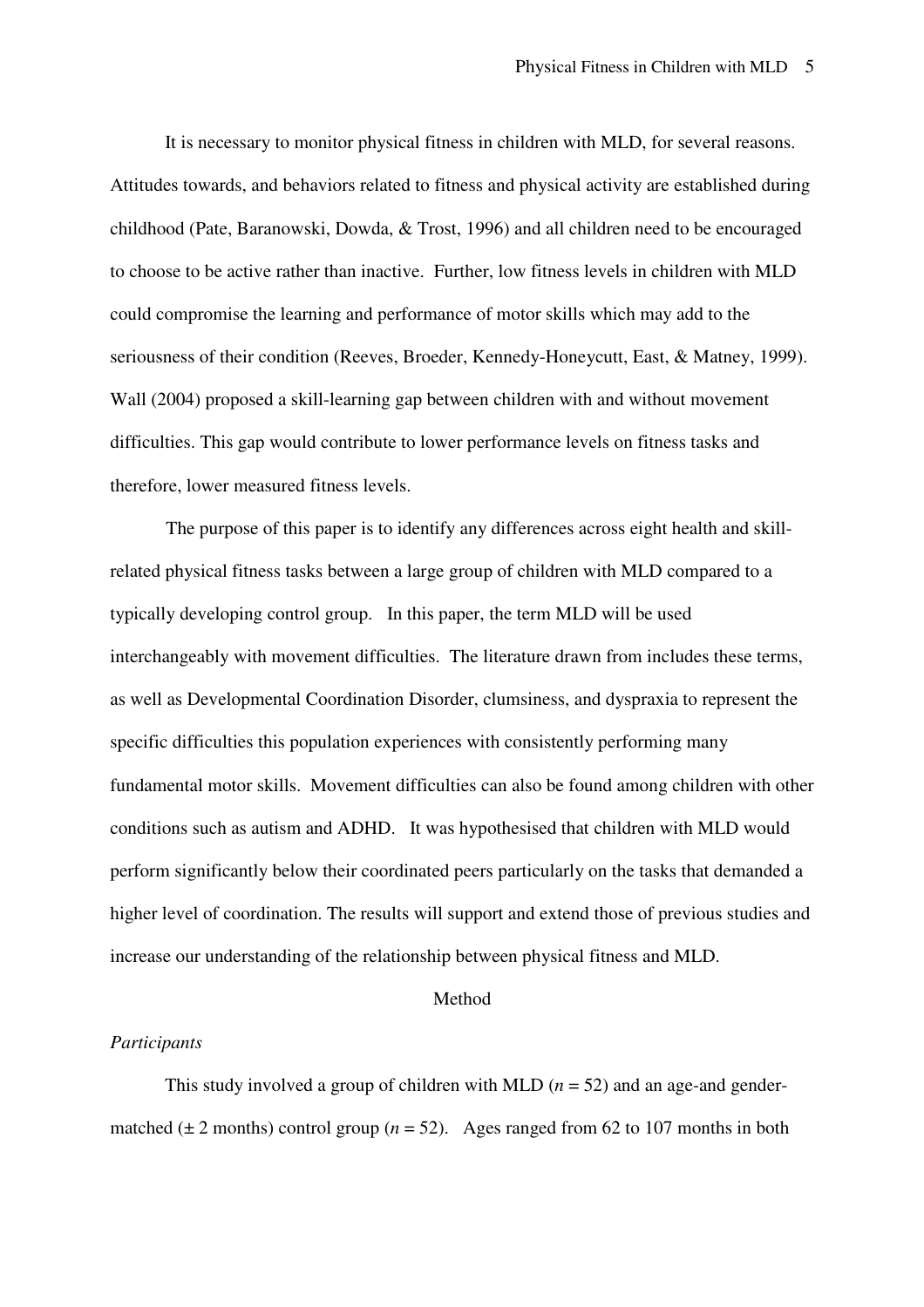It is necessary to monitor physical fitness in children with MLD, for several reasons. Attitudes towards, and behaviors related to fitness and physical activity are established during childhood (Pate, Baranowski, Dowda, & Trost, 1996) and all children need to be encouraged to choose to be active rather than inactive. Further, low fitness levels in children with MLD could compromise the learning and performance of motor skills which may add to the seriousness of their condition (Reeves, Broeder, Kennedy-Honeycutt, East, & Matney, 1999). Wall (2004) proposed a skill-learning gap between children with and without movement difficulties. This gap would contribute to lower performance levels on fitness tasks and therefore, lower measured fitness levels.

The purpose of this paper is to identify any differences across eight health and skill-related physical fitness tasks between a large group of children with MLD compared to a typically developing control group. In this paper, the term MLD will be used interchangeably with movement difficulties. The literature drawn from includes these terms, as well as Developmental Coordination Disorder, clumsiness, and dyspraxia to represent the specific difficulties this population experiences with consistently performing many fundamental motor skills. Movement difficulties can also be found among children with other conditions such as autism and ADHD. It was hypothesised that children with MLD would perform significantly below their coordinated peers particularly on the tasks that demanded a higher level of coordination. The results will support and extend those of previous studies and increase our understanding of the relationship between physical fitness and MLD.

## Method

### *Participants*

This study involved a group of children with MLD ($n$ = 52) and an age-and gender-matched (± 2 months) control group ($n$ = 52). Ages ranged from 62 to 107 months in both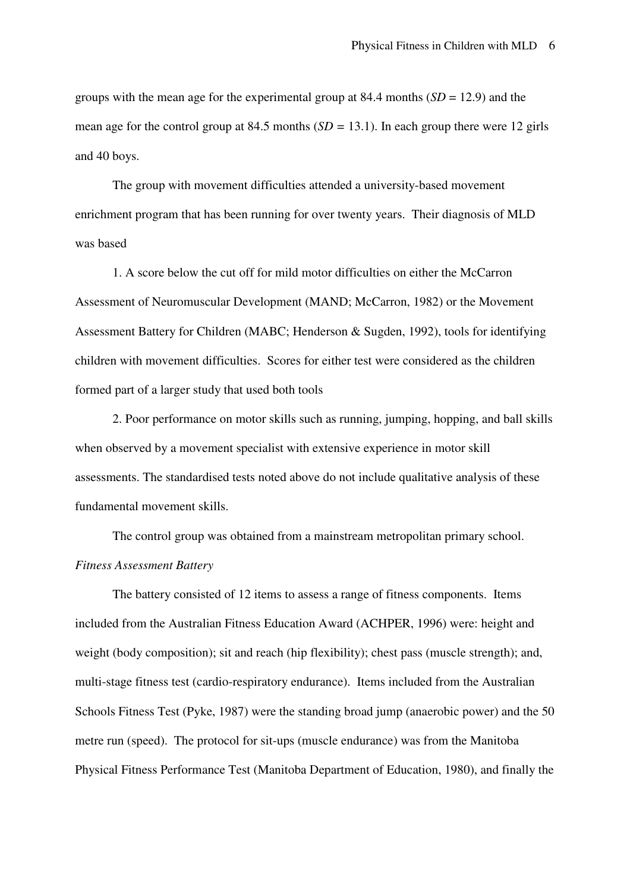groups with the mean age for the experimental group at 84.4 months (*SD* = 12.9) and the mean age for the control group at 84.5 months (*SD* = 13.1). In each group there were 12 girls and 40 boys.

The group with movement difficulties attended a university-based movement enrichment program that has been running for over twenty years. Their diagnosis of MLD was based

1. A score below the cut off for mild motor difficulties on either the McCarron Assessment of Neuromuscular Development (MAND; McCarron, 1982) or the Movement Assessment Battery for Children (MABC; Henderson & Sugden, 1992), tools for identifying children with movement difficulties. Scores for either test were considered as the children formed part of a larger study that used both tools

2. Poor performance on motor skills such as running, jumping, hopping, and ball skills when observed by a movement specialist with extensive experience in motor skill assessments. The standardised tests noted above do not include qualitative analysis of these fundamental movement skills.

The control group was obtained from a mainstream metropolitan primary school.

*Fitness Assessment Battery*

The battery consisted of 12 items to assess a range of fitness components. Items included from the Australian Fitness Education Award (ACHPER, 1996) were: height and weight (body composition); sit and reach (hip flexibility); chest pass (muscle strength); and, multi-stage fitness test (cardio-respiratory endurance). Items included from the Australian Schools Fitness Test (Pyke, 1987) were the standing broad jump (anaerobic power) and the 50 metre run (speed). The protocol for sit-ups (muscle endurance) was from the Manitoba Physical Fitness Performance Test (Manitoba Department of Education, 1980), and finally the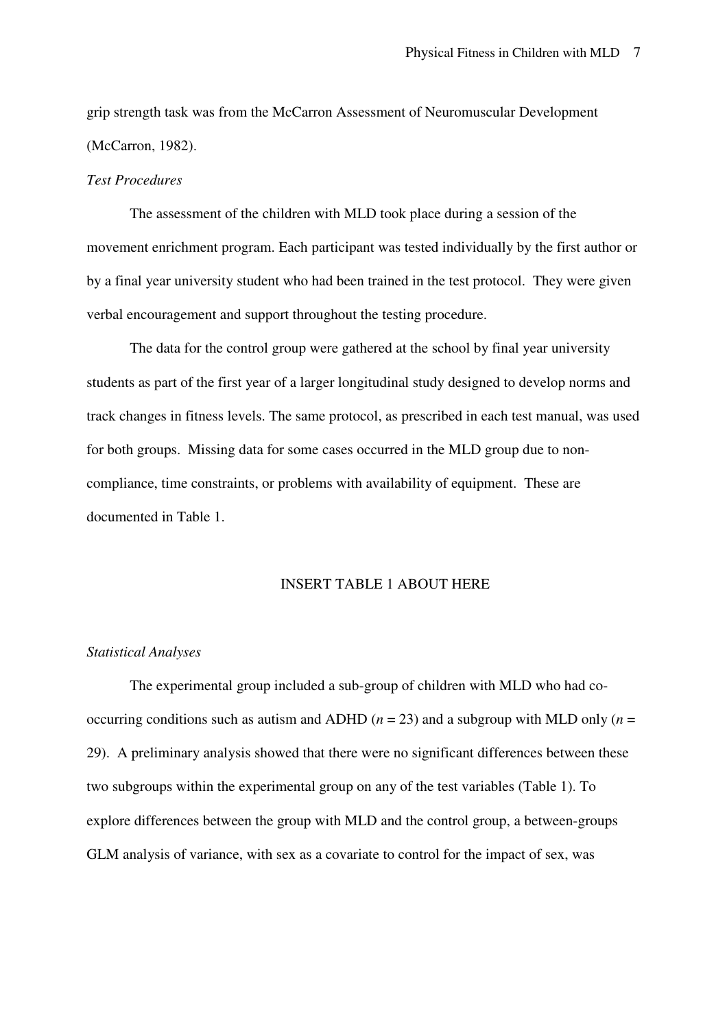grip strength task was from the McCarron Assessment of Neuromuscular Development (McCarron, 1982).

*Test Procedures*

The assessment of the children with MLD took place during a session of the movement enrichment program. Each participant was tested individually by the first author or by a final year university student who had been trained in the test protocol. They were given verbal encouragement and support throughout the testing procedure.

The data for the control group were gathered at the school by final year university students as part of the first year of a larger longitudinal study designed to develop norms and track changes in fitness levels. The same protocol, as prescribed in each test manual, was used for both groups. Missing data for some cases occurred in the MLD group due to non-compliance, time constraints, or problems with availability of equipment. These are documented in Table 1.

INSERT TABLE 1 ABOUT HERE

*Statistical Analyses*

The experimental group included a sub-group of children with MLD who had co-occurring conditions such as autism and ADHD ($n$ = 23) and a subgroup with MLD only ($n$ = 29). A preliminary analysis showed that there were no significant differences between these two subgroups within the experimental group on any of the test variables (Table 1). To explore differences between the group with MLD and the control group, a between-groups GLM analysis of variance, with sex as a covariate to control for the impact of sex, was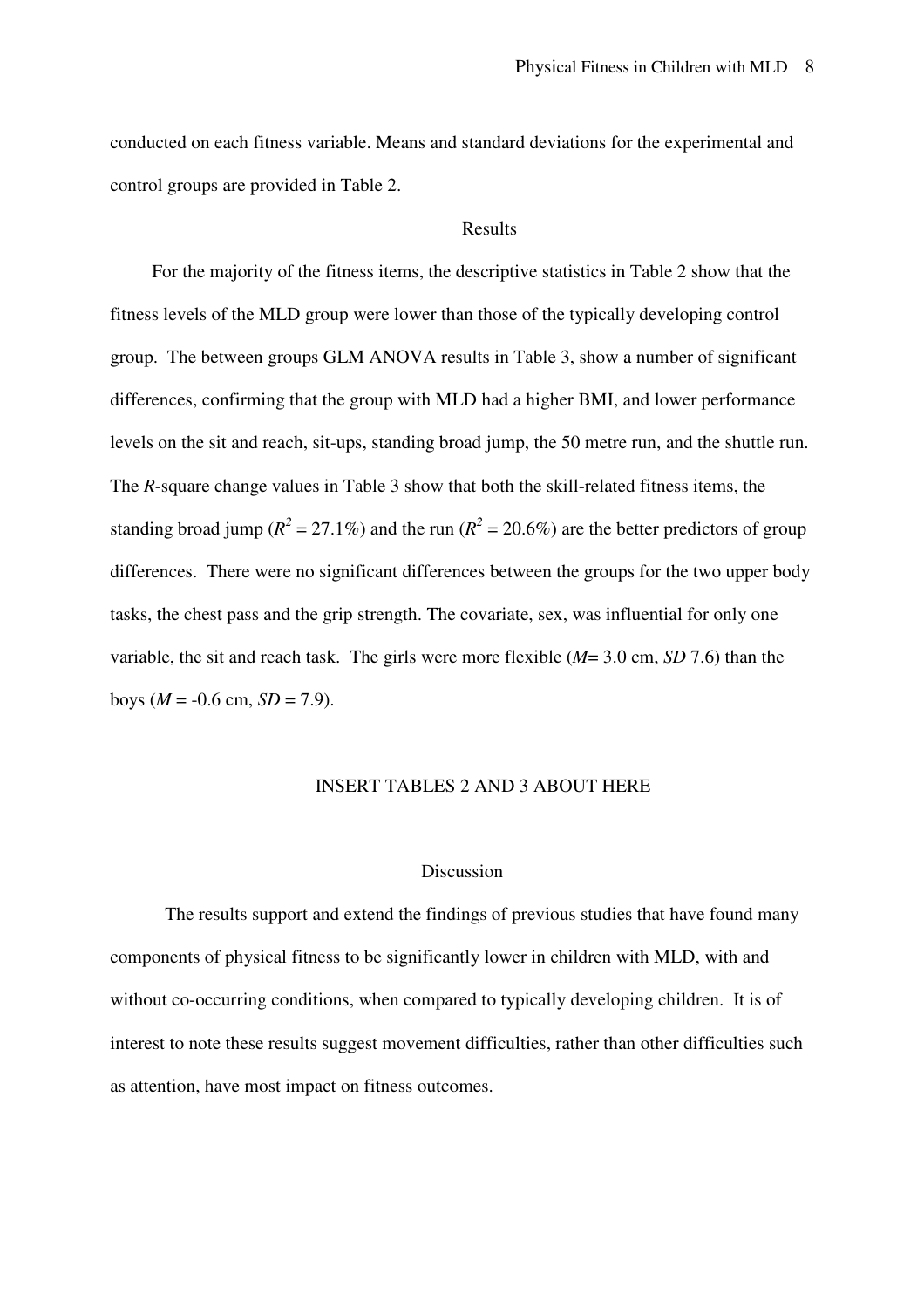conducted on each fitness variable. Means and standard deviations for the experimental and control groups are provided in Table 2.

## Results

For the majority of the fitness items, the descriptive statistics in Table 2 show that the fitness levels of the MLD group were lower than those of the typically developing control group. The between groups GLM ANOVA results in Table 3, show a number of significant differences, confirming that the group with MLD had a higher BMI, and lower performance levels on the sit and reach, sit-ups, standing broad jump, the 50 metre run, and the shuttle run. The *R*-square change values in Table 3 show that both the skill-related fitness items, the standing broad jump ($R^2$ = 27.1%) and the run ($R^2$ = 20.6%) are the better predictors of group differences. There were no significant differences between the groups for the two upper body tasks, the chest pass and the grip strength. The covariate, sex, was influential for only one variable, the sit and reach task. The girls were more flexible (*M*= 3.0 cm, *SD* 7.6) than the boys (*M* = -0.6 cm, *SD* = 7.9).

INSERT TABLES 2 AND 3 ABOUT HERE

## Discussion

The results support and extend the findings of previous studies that have found many components of physical fitness to be significantly lower in children with MLD, with and without co-occurring conditions, when compared to typically developing children. It is of interest to note these results suggest movement difficulties, rather than other difficulties such as attention, have most impact on fitness outcomes.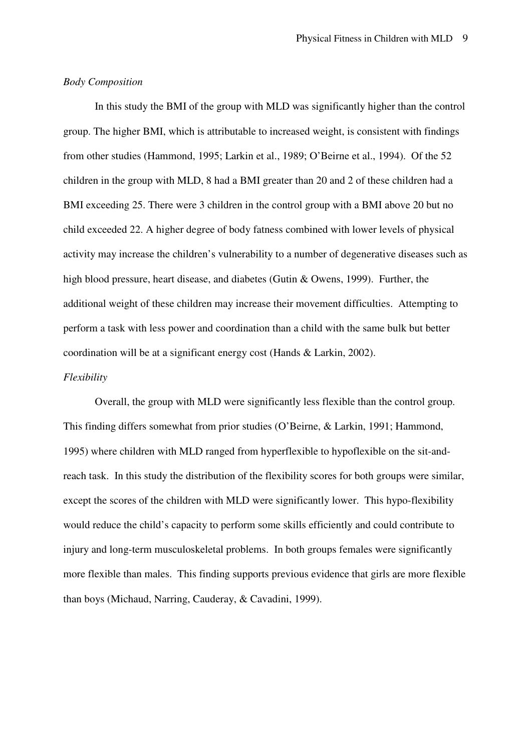*Body Composition*

In this study the BMI of the group with MLD was significantly higher than the control group. The higher BMI, which is attributable to increased weight, is consistent with findings from other studies (Hammond, 1995; Larkin et al., 1989; O'Beirne et al., 1994). Of the 52 children in the group with MLD, 8 had a BMI greater than 20 and 2 of these children had a BMI exceeding 25. There were 3 children in the control group with a BMI above 20 but no child exceeded 22. A higher degree of body fatness combined with lower levels of physical activity may increase the children's vulnerability to a number of degenerative diseases such as high blood pressure, heart disease, and diabetes (Gutin & Owens, 1999). Further, the additional weight of these children may increase their movement difficulties. Attempting to perform a task with less power and coordination than a child with the same bulk but better coordination will be at a significant energy cost (Hands & Larkin, 2002).

*Flexibility*

Overall, the group with MLD were significantly less flexible than the control group. This finding differs somewhat from prior studies (O'Beirne, & Larkin, 1991; Hammond, 1995) where children with MLD ranged from hyperflexible to hypoflexible on the sit-and-reach task. In this study the distribution of the flexibility scores for both groups were similar, except the scores of the children with MLD were significantly lower. This hypo-flexibility would reduce the child's capacity to perform some skills efficiently and could contribute to injury and long-term musculoskeletal problems. In both groups females were significantly more flexible than males. This finding supports previous evidence that girls are more flexible than boys (Michaud, Narring, Cauderay, & Cavadini, 1999).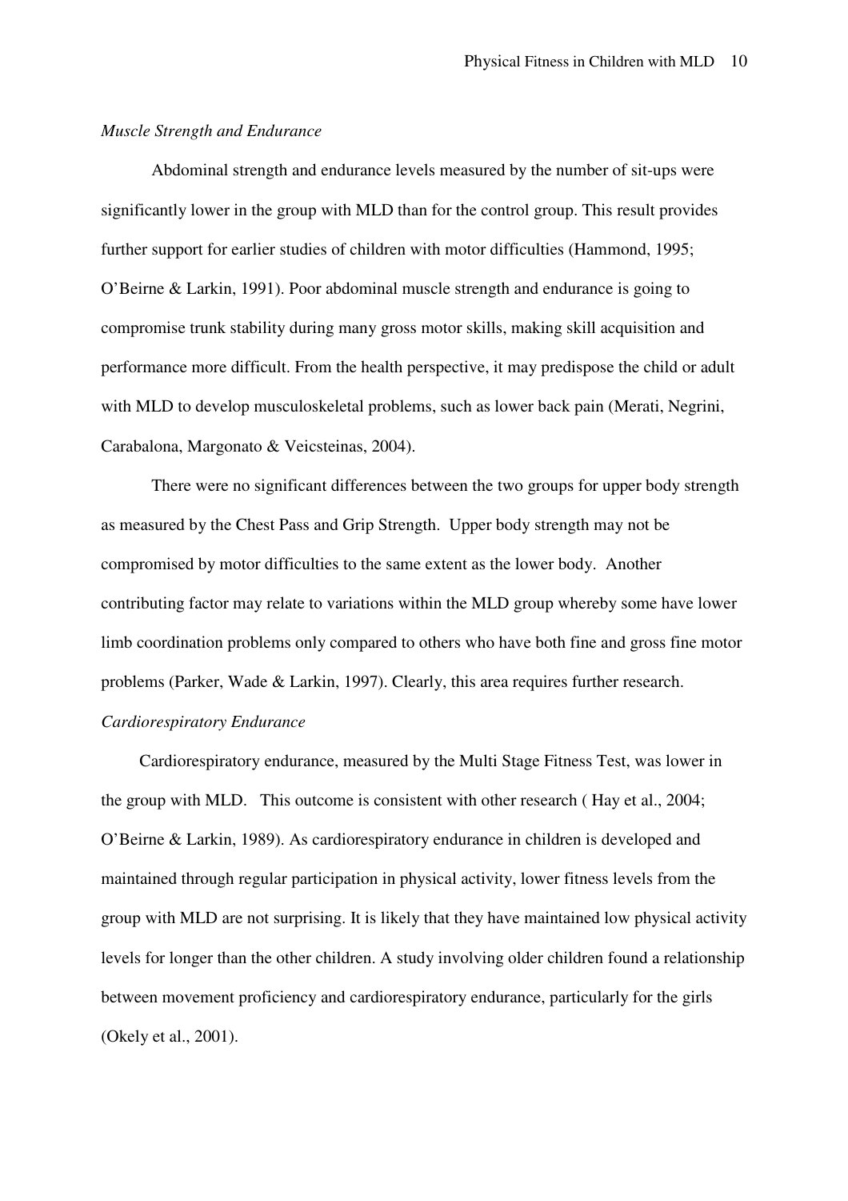*Muscle Strength and Endurance*

Abdominal strength and endurance levels measured by the number of sit-ups were significantly lower in the group with MLD than for the control group. This result provides further support for earlier studies of children with motor difficulties (Hammond, 1995; O'Beirne & Larkin, 1991). Poor abdominal muscle strength and endurance is going to compromise trunk stability during many gross motor skills, making skill acquisition and performance more difficult. From the health perspective, it may predispose the child or adult with MLD to develop musculoskeletal problems, such as lower back pain (Merati, Negrini, Carabalona, Margonato & Veicsteinas, 2004).

There were no significant differences between the two groups for upper body strength as measured by the Chest Pass and Grip Strength. Upper body strength may not be compromised by motor difficulties to the same extent as the lower body. Another contributing factor may relate to variations within the MLD group whereby some have lower limb coordination problems only compared to others who have both fine and gross fine motor problems (Parker, Wade & Larkin, 1997). Clearly, this area requires further research.

*Cardiorespiratory Endurance*

Cardiorespiratory endurance, measured by the Multi Stage Fitness Test, was lower in the group with MLD. This outcome is consistent with other research ( Hay et al., 2004; O'Beirne & Larkin, 1989). As cardiorespiratory endurance in children is developed and maintained through regular participation in physical activity, lower fitness levels from the group with MLD are not surprising. It is likely that they have maintained low physical activity levels for longer than the other children. A study involving older children found a relationship between movement proficiency and cardiorespiratory endurance, particularly for the girls (Okely et al., 2001).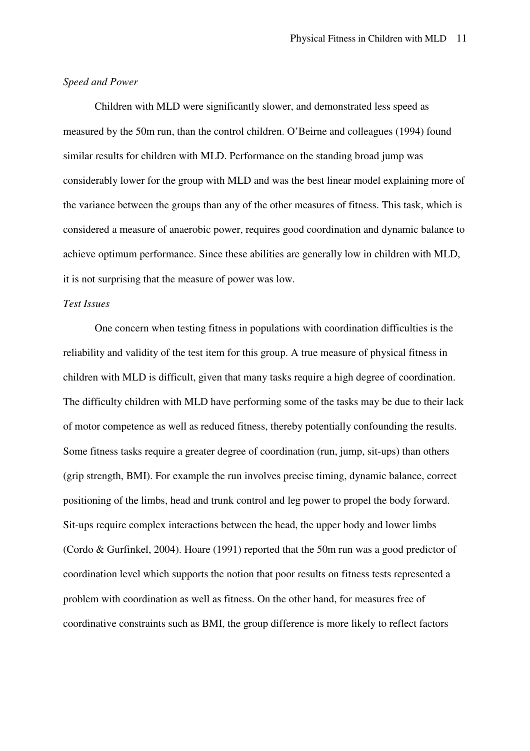*Speed and Power*

Children with MLD were significantly slower, and demonstrated less speed as measured by the 50m run, than the control children. O'Beirne and colleagues (1994) found similar results for children with MLD. Performance on the standing broad jump was considerably lower for the group with MLD and was the best linear model explaining more of the variance between the groups than any of the other measures of fitness. This task, which is considered a measure of anaerobic power, requires good coordination and dynamic balance to achieve optimum performance. Since these abilities are generally low in children with MLD, it is not surprising that the measure of power was low.

*Test Issues*

One concern when testing fitness in populations with coordination difficulties is the reliability and validity of the test item for this group. A true measure of physical fitness in children with MLD is difficult, given that many tasks require a high degree of coordination. The difficulty children with MLD have performing some of the tasks may be due to their lack of motor competence as well as reduced fitness, thereby potentially confounding the results. Some fitness tasks require a greater degree of coordination (run, jump, sit-ups) than others (grip strength, BMI). For example the run involves precise timing, dynamic balance, correct positioning of the limbs, head and trunk control and leg power to propel the body forward. Sit-ups require complex interactions between the head, the upper body and lower limbs (Cordo & Gurfinkel, 2004). Hoare (1991) reported that the 50m run was a good predictor of coordination level which supports the notion that poor results on fitness tests represented a problem with coordination as well as fitness. On the other hand, for measures free of coordinative constraints such as BMI, the group difference is more likely to reflect factors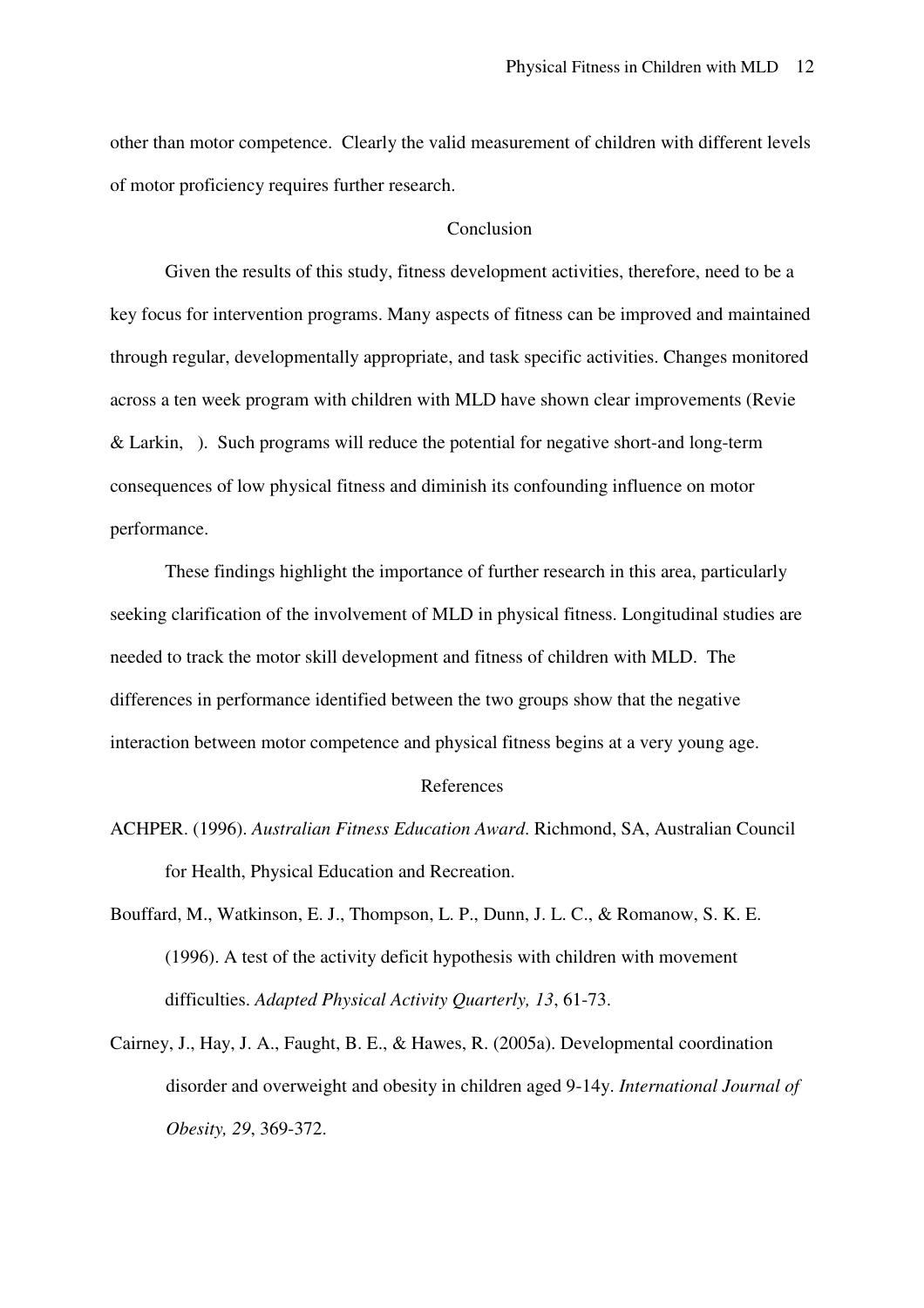other than motor competence. Clearly the valid measurement of children with different levels of motor proficiency requires further research.

## Conclusion

Given the results of this study, fitness development activities, therefore, need to be a key focus for intervention programs. Many aspects of fitness can be improved and maintained through regular, developmentally appropriate, and task specific activities. Changes monitored across a ten week program with children with MLD have shown clear improvements (Revie & Larkin, ). Such programs will reduce the potential for negative short-and long-term consequences of low physical fitness and diminish its confounding influence on motor performance.

These findings highlight the importance of further research in this area, particularly seeking clarification of the involvement of MLD in physical fitness. Longitudinal studies are needed to track the motor skill development and fitness of children with MLD. The differences in performance identified between the two groups show that the negative interaction between motor competence and physical fitness begins at a very young age.

## References

ACHPER. (1996). *Australian Fitness Education Award*. Richmond, SA, Australian Council for Health, Physical Education and Recreation.

Bouffard, M., Watkinson, E. J., Thompson, L. P., Dunn, J. L. C., & Romanow, S. K. E. (1996). A test of the activity deficit hypothesis with children with movement difficulties. *Adapted Physical Activity Quarterly, 13*, 61-73.

Cairney, J., Hay, J. A., Faught, B. E., & Hawes, R. (2005a). Developmental coordination disorder and overweight and obesity in children aged 9-14y. *International Journal of Obesity, 29*, 369-372.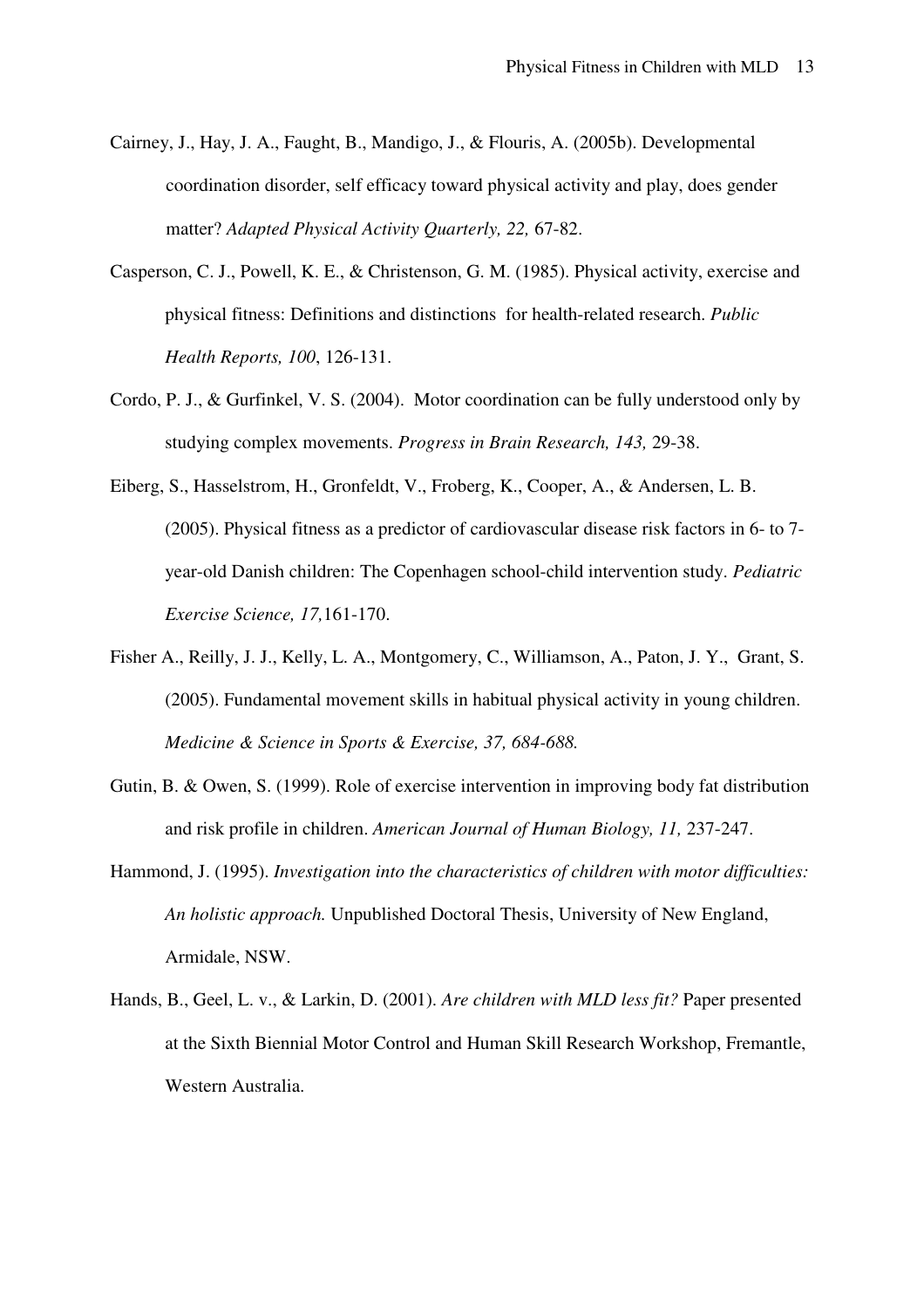Cairney, J., Hay, J. A., Faught, B., Mandigo, J., & Flouris, A. (2005b). Developmental coordination disorder, self efficacy toward physical activity and play, does gender matter? *Adapted Physical Activity Quarterly, 22,* 67-82.

Casperson, C. J., Powell, K. E., & Christenson, G. M. (1985). Physical activity, exercise and physical fitness: Definitions and distinctions for health-related research. *Public Health Reports, 100*, 126-131.

Cordo, P. J., & Gurfinkel, V. S. (2004). Motor coordination can be fully understood only by studying complex movements. *Progress in Brain Research, 143,* 29-38.

Eiberg, S., Hasselstrom, H., Gronfeldt, V., Froberg, K., Cooper, A., & Andersen, L. B. (2005). Physical fitness as a predictor of cardiovascular disease risk factors in 6- to 7-year-old Danish children: The Copenhagen school-child intervention study. *Pediatric Exercise Science, 17,*161-170.

Fisher A., Reilly, J. J., Kelly, L. A., Montgomery, C., Williamson, A., Paton, J. Y., Grant, S. (2005). Fundamental movement skills in habitual physical activity in young children. *Medicine & Science in Sports & Exercise, 37, 684-688.*

Gutin, B. & Owen, S. (1999). Role of exercise intervention in improving body fat distribution and risk profile in children. *American Journal of Human Biology, 11,* 237-247.

Hammond, J. (1995). *Investigation into the characteristics of children with motor difficulties: An holistic approach.* Unpublished Doctoral Thesis, University of New England, Armidale, NSW.

Hands, B., Geel, L. v., & Larkin, D. (2001). *Are children with MLD less fit?* Paper presented at the Sixth Biennial Motor Control and Human Skill Research Workshop, Fremantle, Western Australia.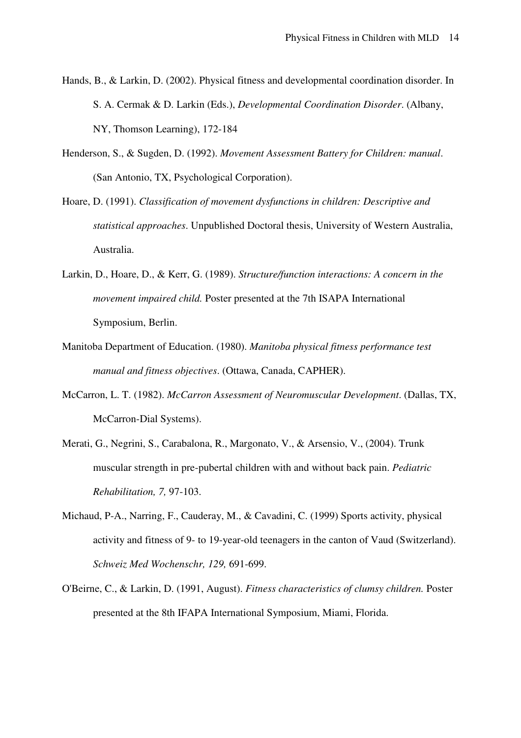Hands, B., & Larkin, D. (2002). Physical fitness and developmental coordination disorder. In S. A. Cermak & D. Larkin (Eds.), *Developmental Coordination Disorder*. (Albany, NY, Thomson Learning), 172-184

Henderson, S., & Sugden, D. (1992). *Movement Assessment Battery for Children: manual*. (San Antonio, TX, Psychological Corporation).

Hoare, D. (1991). *Classification of movement dysfunctions in children: Descriptive and statistical approaches*. Unpublished Doctoral thesis, University of Western Australia, Australia.

Larkin, D., Hoare, D., & Kerr, G. (1989). *Structure/function interactions: A concern in the movement impaired child.* Poster presented at the 7th ISAPA International Symposium, Berlin.

Manitoba Department of Education. (1980). *Manitoba physical fitness performance test manual and fitness objectives*. (Ottawa, Canada, CAPHER).

McCarron, L. T. (1982). *McCarron Assessment of Neuromuscular Development*. (Dallas, TX, McCarron-Dial Systems).

Merati, G., Negrini, S., Carabalona, R., Margonato, V., & Arsensio, V., (2004). Trunk muscular strength in pre-pubertal children with and without back pain. *Pediatric Rehabilitation, 7,* 97-103.

Michaud, P-A., Narring, F., Cauderay, M., & Cavadini, C. (1999) Sports activity, physical activity and fitness of 9- to 19-year-old teenagers in the canton of Vaud (Switzerland). *Schweiz Med Wochenschr, 129,* 691-699.

O'Beirne, C., & Larkin, D. (1991, August). *Fitness characteristics of clumsy children.* Poster presented at the 8th IFAPA International Symposium, Miami, Florida.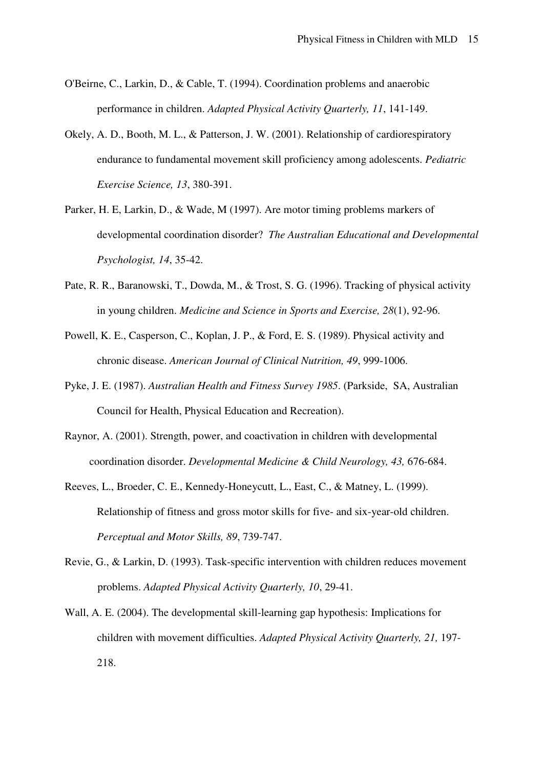O'Beirne, C., Larkin, D., & Cable, T. (1994). Coordination problems and anaerobic performance in children. *Adapted Physical Activity Quarterly, 11*, 141-149.

Okely, A. D., Booth, M. L., & Patterson, J. W. (2001). Relationship of cardiorespiratory endurance to fundamental movement skill proficiency among adolescents. *Pediatric Exercise Science, 13*, 380-391.

Parker, H. E, Larkin, D., & Wade, M (1997). Are motor timing problems markers of developmental coordination disorder? *The Australian Educational and Developmental Psychologist, 14*, 35-42.

Pate, R. R., Baranowski, T., Dowda, M., & Trost, S. G. (1996). Tracking of physical activity in young children. *Medicine and Science in Sports and Exercise, 28*(1), 92-96.

Powell, K. E., Casperson, C., Koplan, J. P., & Ford, E. S. (1989). Physical activity and chronic disease. *American Journal of Clinical Nutrition, 49*, 999-1006.

Pyke, J. E. (1987). *Australian Health and Fitness Survey 1985*. (Parkside, SA, Australian Council for Health, Physical Education and Recreation).

Raynor, A. (2001). Strength, power, and coactivation in children with developmental coordination disorder. *Developmental Medicine & Child Neurology, 43,* 676-684.

Reeves, L., Broeder, C. E., Kennedy-Honeycutt, L., East, C., & Matney, L. (1999). Relationship of fitness and gross motor skills for five- and six-year-old children. *Perceptual and Motor Skills, 89*, 739-747.

Revie, G., & Larkin, D. (1993). Task-specific intervention with children reduces movement problems. *Adapted Physical Activity Quarterly, 10*, 29-41.

Wall, A. E. (2004). The developmental skill-learning gap hypothesis: Implications for children with movement difficulties. *Adapted Physical Activity Quarterly, 21,* 197-218.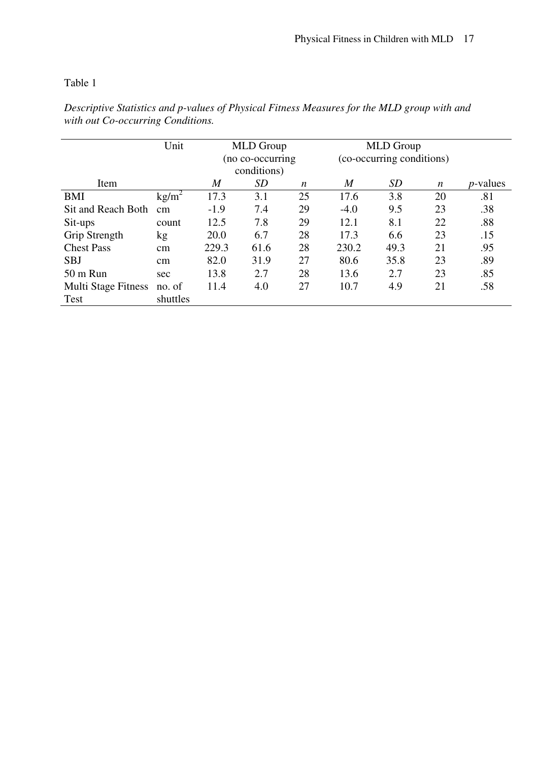Table 1

*Descriptive Statistics and p-values of Physical Fitness Measures for the MLD group with and with out Co-occurring Conditions.*

| | Unit | MLD Group (no co-occurring conditions) | | | MLD Group (co-occurring conditions) | | | |
|---|---|---|---|---|---|---|---|---|
| Item | | *M* | *SD* | *n* | *M* | *SD* | *n* | *p*-values |
| BMI | $kg/m^2$ | 17.3 | 3.1 | 25 | 17.6 | 3.8 | 20 | .81 |
| Sit and Reach Both | cm | -1.9 | 7.4 | 29 | -4.0 | 9.5 | 23 | .38 |
| Sit-ups | count | 12.5 | 7.8 | 29 | 12.1 | 8.1 | 22 | .88 |
| Grip Strength | kg | 20.0 | 6.7 | 28 | 17.3 | 6.6 | 23 | .15 |
| Chest Pass | cm | 229.3 | 61.6 | 28 | 230.2 | 49.3 | 21 | .95 |
| SBJ | cm | 82.0 | 31.9 | 27 | 80.6 | 35.8 | 23 | .89 |
| 50 m Run | sec | 13.8 | 2.7 | 28 | 13.6 | 2.7 | 23 | .85 |
| Multi Stage Fitness Test | no. of shuttles | 11.4 | 4.0 | 27 | 10.7 | 4.9 | 21 | .58 |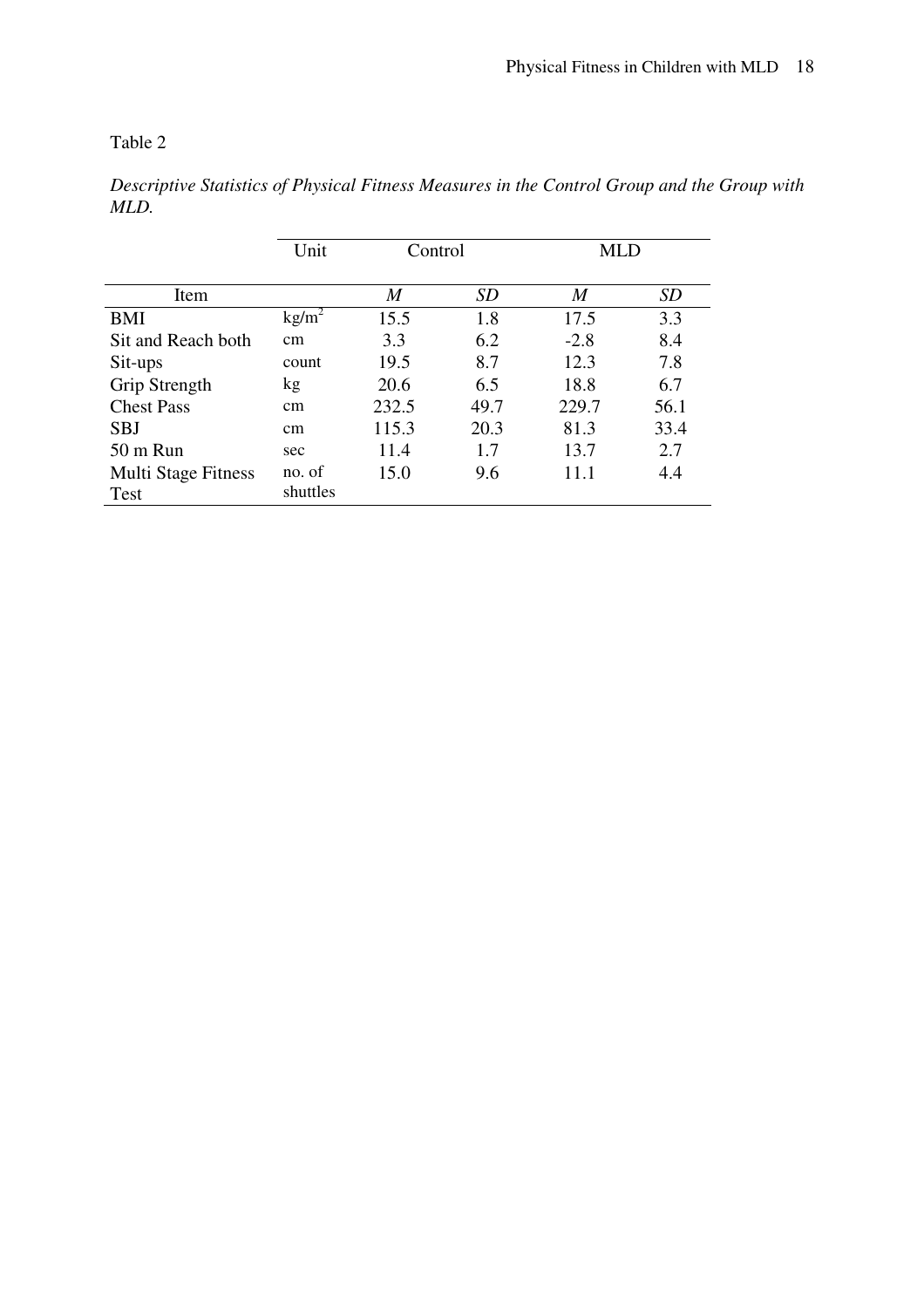Table 2

*Descriptive Statistics of Physical Fitness Measures in the Control Group and the Group with MLD.*

| | Unit | Control | | MLD | |
|---|---|---|---|---|---|
| Item | | *M* | *SD* | *M* | *SD* |
| BMI | $kg/m^2$ | 15.5 | 1.8 | 17.5 | 3.3 |
| Sit and Reach both | cm | 3.3 | 6.2 | -2.8 | 8.4 |
| Sit-ups | count | 19.5 | 8.7 | 12.3 | 7.8 |
| Grip Strength | kg | 20.6 | 6.5 | 18.8 | 6.7 |
| Chest Pass | cm | 232.5 | 49.7 | 229.7 | 56.1 |
| SBJ | cm | 115.3 | 20.3 | 81.3 | 33.4 |
| 50 m Run | sec | 11.4 | 1.7 | 13.7 | 2.7 |
| Multi Stage Fitness Test | no. of shuttles | 15.0 | 9.6 | 11.1 | 4.4 |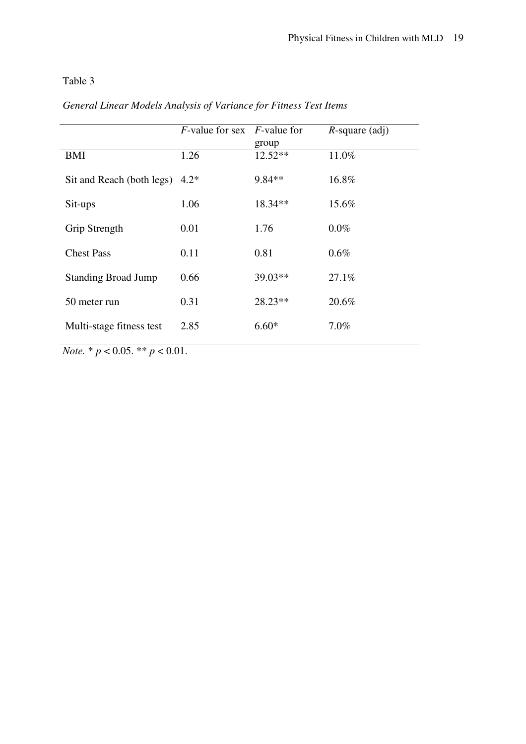Table 3

*General Linear Models Analysis of Variance for Fitness Test Items*

| | *F*-value for sex | *F*-value for group | *R*-square (adj) |
|---|---|---|---|
| BMI | 1.26 | 12.52** | 11.0% |
| Sit and Reach (both legs) | 4.2* | 9.84** | 16.8% |
| Sit-ups | 1.06 | 18.34** | 15.6% |
| Grip Strength | 0.01 | 1.76 | 0.0% |
| Chest Pass | 0.11 | 0.81 | 0.6% |
| Standing Broad Jump | 0.66 | 39.03** | 27.1% |
| 50 meter run | 0.31 | 28.23** | 20.6% |
| Multi-stage fitness test | 2.85 | 6.60* | 7.0% |

*Note.* * $p < 0.05$. ** $p < 0.01$.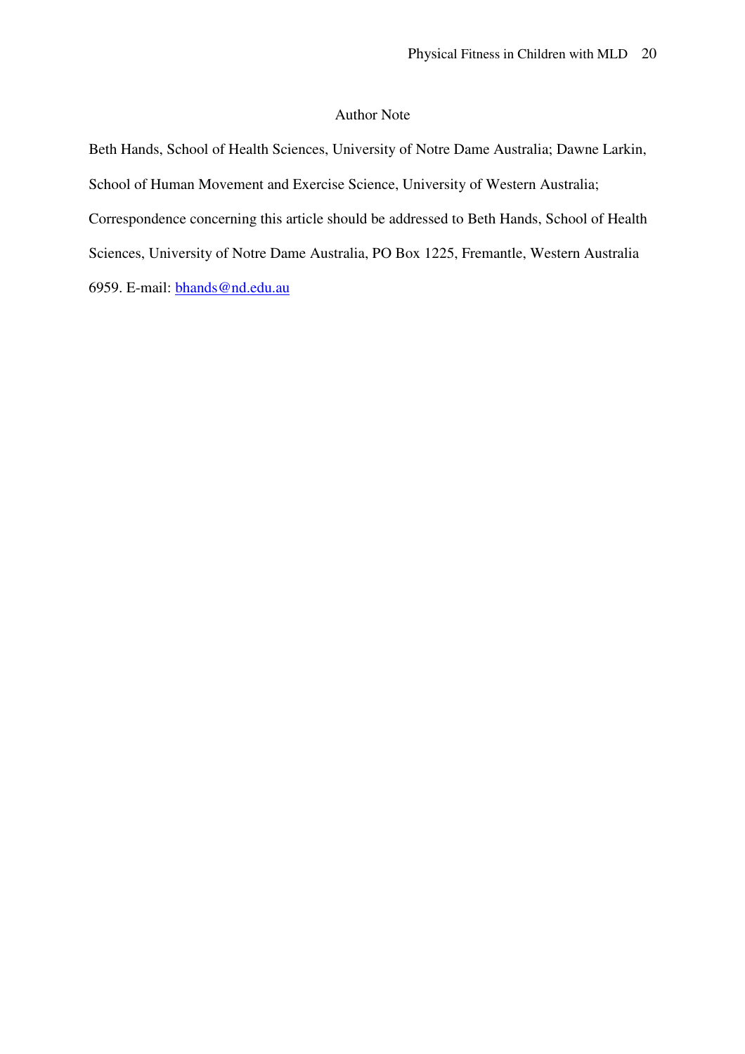## Author Note

Beth Hands, School of Health Sciences, University of Notre Dame Australia; Dawne Larkin, School of Human Movement and Exercise Science, University of Western Australia; Correspondence concerning this article should be addressed to Beth Hands, School of Health Sciences, University of Notre Dame Australia, PO Box 1225, Fremantle, Western Australia 6959. E-mail: bhands@nd.edu.au